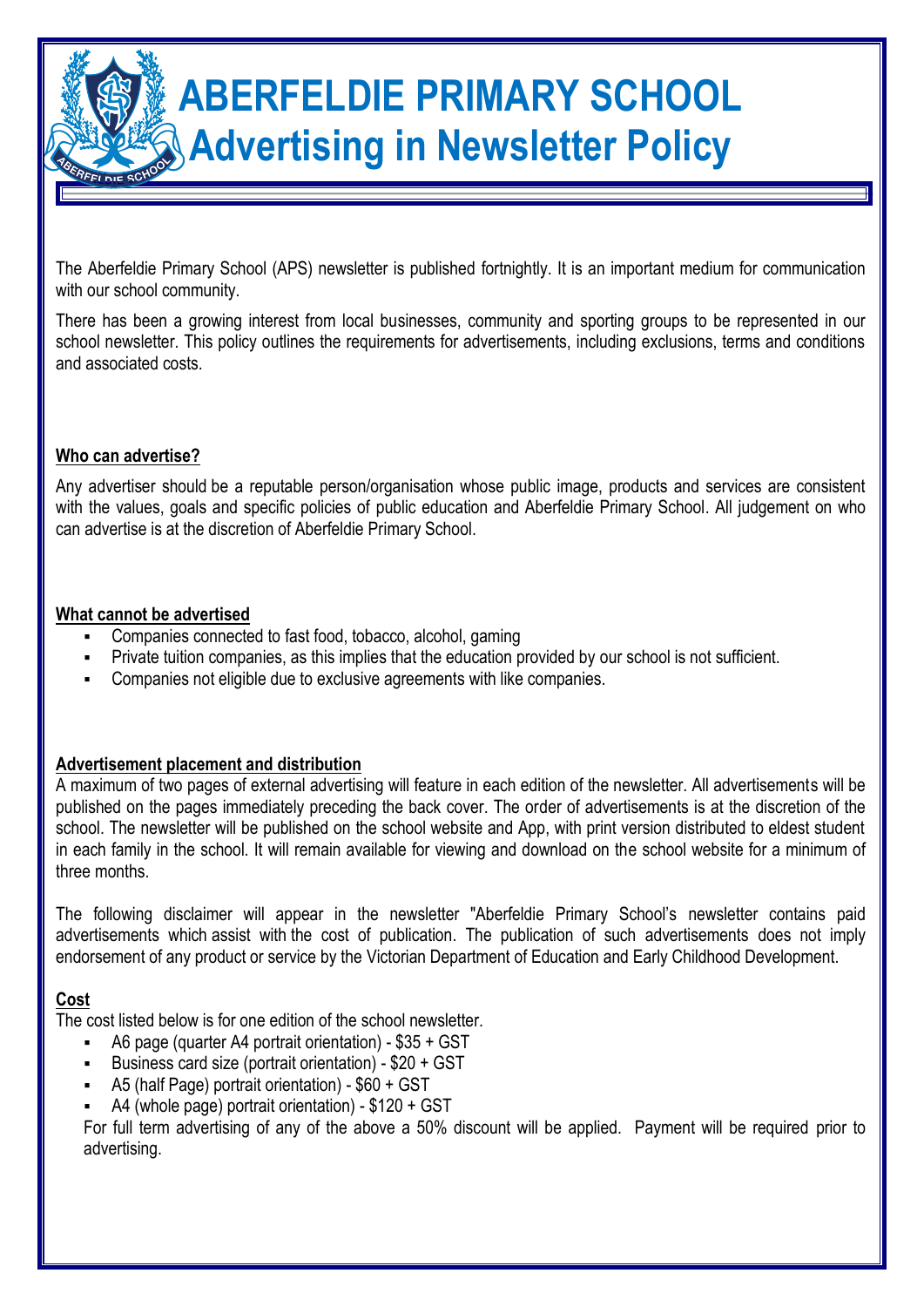# ABERFELDIE PRIMARY SCHOOL
# Advertising in Newsletter Policy

The Aberfeldie Primary School (APS) newsletter is published fortnightly. It is an important medium for communication with our school community.

There has been a growing interest from local businesses, community and sporting groups to be represented in our school newsletter. This policy outlines the requirements for advertisements, including exclusions, terms and conditions and associated costs.

## Who can advertise?

Any advertiser should be a reputable person/organisation whose public image, products and services are consistent with the values, goals and specific policies of public education and Aberfeldie Primary School. All judgement on who can advertise is at the discretion of Aberfeldie Primary School.

## What cannot be advertised

- Companies connected to fast food, tobacco, alcohol, gaming
- Private tuition companies, as this implies that the education provided by our school is not sufficient.
- Companies not eligible due to exclusive agreements with like companies.

## Advertisement placement and distribution

A maximum of two pages of external advertising will feature in each edition of the newsletter. All advertisements will be published on the pages immediately preceding the back cover. The order of advertisements is at the discretion of the school. The newsletter will be published on the school website and App, with print version distributed to eldest student in each family in the school. It will remain available for viewing and download on the school website for a minimum of three months.

The following disclaimer will appear in the newsletter "Aberfeldie Primary School's newsletter contains paid advertisements which assist with the cost of publication. The publication of such advertisements does not imply endorsement of any product or service by the Victorian Department of Education and Early Childhood Development.

## Cost

The cost listed below is for one edition of the school newsletter.

- A6 page (quarter A4 portrait orientation) - $35 + GST
- Business card size (portrait orientation) - $20 + GST
- A5 (half Page) portrait orientation) - $60 + GST
- A4 (whole page) portrait orientation) - $120 + GST

For full term advertising of any of the above a 50% discount will be applied. Payment will be required prior to advertising.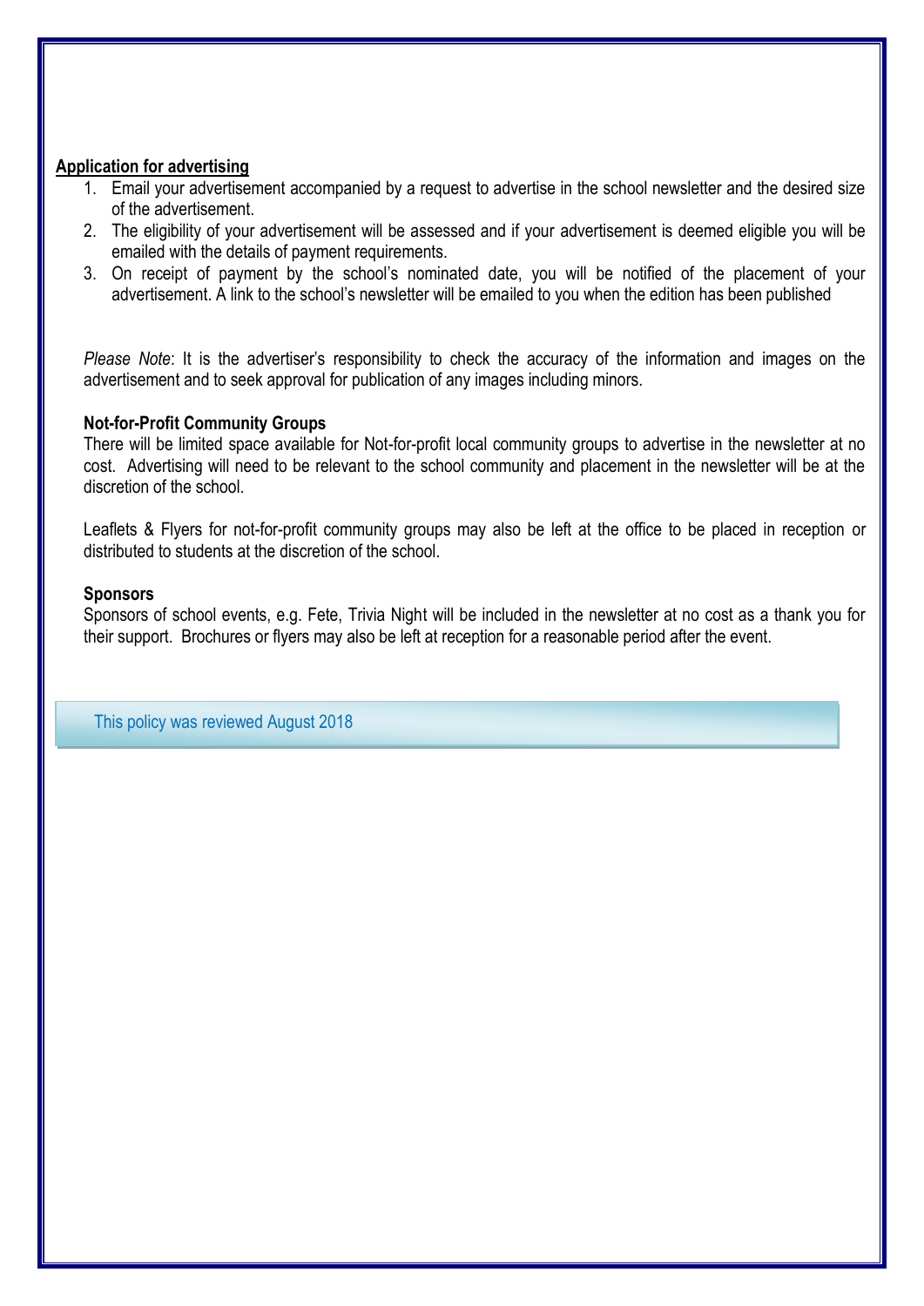**Application for advertising**

1. Email your advertisement accompanied by a request to advertise in the school newsletter and the desired size of the advertisement.
2. The eligibility of your advertisement will be assessed and if your advertisement is deemed eligible you will be emailed with the details of payment requirements.
3. On receipt of payment by the school's nominated date, you will be notified of the placement of your advertisement. A link to the school's newsletter will be emailed to you when the edition has been published

*Please Note*: It is the advertiser's responsibility to check the accuracy of the information and images on the advertisement and to seek approval for publication of any images including minors.

**Not-for-Profit Community Groups**

There will be limited space available for Not-for-profit local community groups to advertise in the newsletter at no cost. Advertising will need to be relevant to the school community and placement in the newsletter will be at the discretion of the school.

Leaflets & Flyers for not-for-profit community groups may also be left at the office to be placed in reception or distributed to students at the discretion of the school.

**Sponsors**

Sponsors of school events, e.g. Fete, Trivia Night will be included in the newsletter at no cost as a thank you for their support. Brochures or flyers may also be left at reception for a reasonable period after the event.

This policy was reviewed August 2018